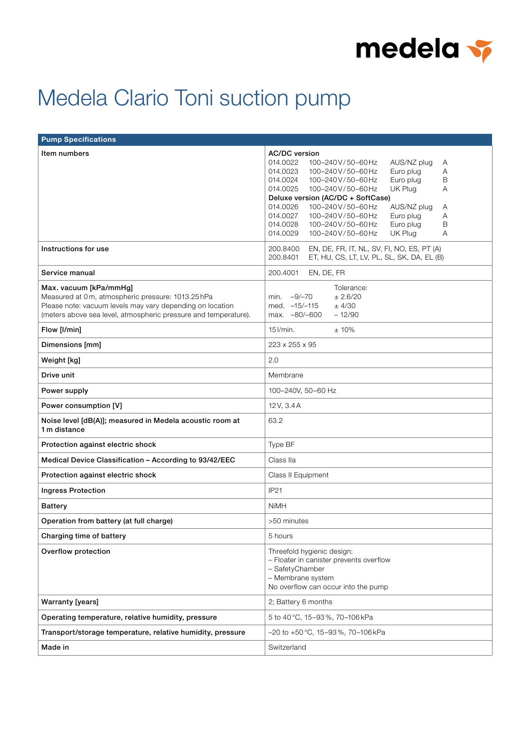medela

# Medela Clario Toni suction pump

| Pump Specifications | |
|---|---|
| **Item numbers** | **AC/DC version**<br>014.0022 100–240 V / 50–60 Hz AUS/NZ plug A<br>014.0023 100–240 V / 50–60 Hz Euro plug A<br>014.0024 100–240 V / 50–60 Hz Euro plug B<br>014.0025 100–240 V / 50–60 Hz UK Plug A<br>**Deluxe version (AC/DC + SoftCase)**<br>014.0026 100–240 V / 50–60 Hz AUS/NZ plug A<br>014.0027 100–240 V / 50–60 Hz Euro plug A<br>014.0028 100–240 V / 50–60 Hz Euro plug B<br>014.0029 100–240 V / 50–60 Hz UK Plug A |
| **Instructions for use** | 200.8400 EN, DE, FR, IT, NL, SV, FI, NO, ES, PT (A)<br>200.8401 ET, HU, CS, LT, LV, PL, SL, SK, DA, EL (B) |
| **Service manual** | 200.4001 EN, DE, FR |
| **Max. vacuum [kPa/mmHg]**<br>Measured at 0 m, atmospheric pressure: 1013.25 hPa<br>Please note: vacuum levels may vary depending on location (meters above sea level, atmospheric pressure and temperature). | Tolerance:<br>min. –9/–70 ± 2.6/20<br>med. –15/–115 ± 4/30<br>max. –80/–600 – 12/90 |
| **Flow [l/min]** | 15 l/min. ± 10% |
| **Dimensions [mm]** | 223 x 255 x 95 |
| **Weight [kg]** | 2.0 |
| **Drive unit** | Membrane |
| **Power supply** | 100–240V, 50–60 Hz |
| **Power consumption [V]** | 12 V, 3.4 A |
| **Noise level [dB(A)]; measured in Medela acoustic room at 1 m distance** | 63.2 |
| **Protection against electric shock** | Type BF |
| **Medical Device Classification – According to 93/42/EEC** | Class IIa |
| **Protection against electric shock** | Class II Equipment |
| **Ingress Protection** | IP21 |
| **Battery** | NiMH |
| **Operation from battery (at full charge)** | >50 minutes |
| **Charging time of battery** | 5 hours |
| **Overflow protection** | Threefold hygienic design:<br>– Floater in canister prevents overflow<br>– SafetyChamber<br>– Membrane system<br>No overflow can occur into the pump |
| **Warranty [years]** | 2; Battery 6 months |
| **Operating temperature, relative humidity, pressure** | 5 to 40 °C, 15–93 %, 70–106 kPa |
| **Transport/storage temperature, relative humidity, pressure** | –20 to +50 °C, 15–93 %, 70–106 kPa |
| **Made in** | Switzerland |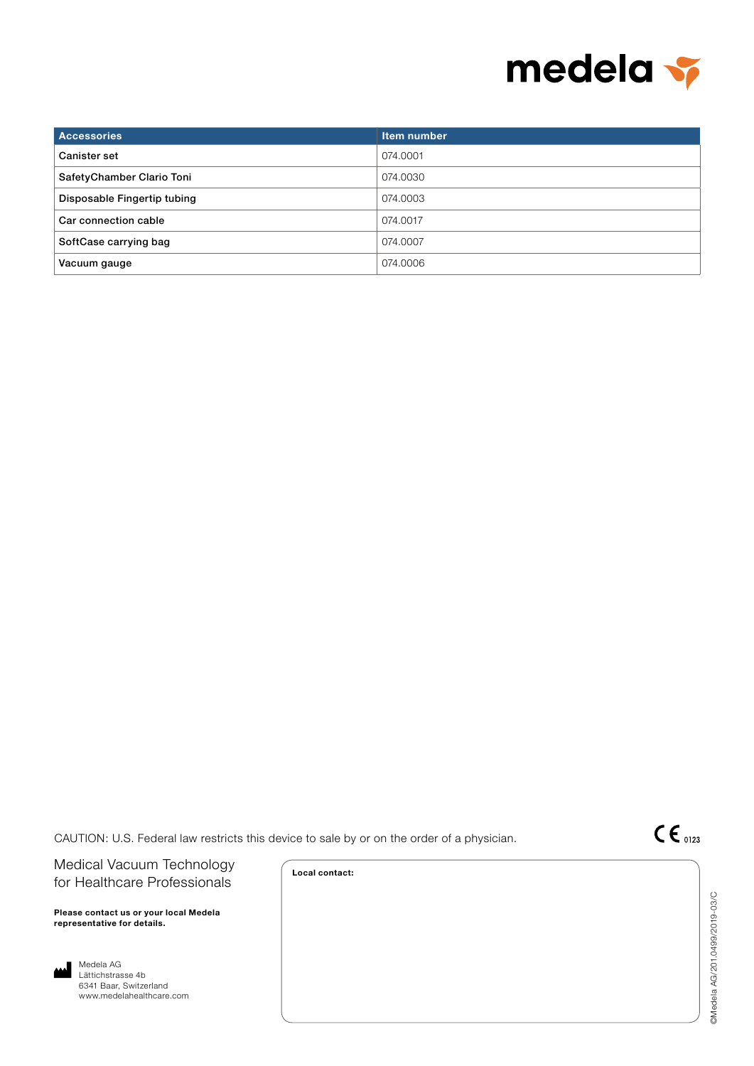| Accessories | Item number |
|---|---|
| Canister set | 074.0001 |
| SafetyChamber Clario Toni | 074.0030 |
| Disposable Fingertip tubing | 074.0003 |
| Car connection cable | 074.0017 |
| SoftCase carrying bag | 074.0007 |
| Vacuum gauge | 074.0006 |

CAUTION: U.S. Federal law restricts this device to sale by or on the order of a physician.

CE 0123

Medical Vacuum Technology
for Healthcare Professionals

**Please contact us or your local Medela representative for details.**

Medela AG
Lättichstrasse 4b
6341 Baar, Switzerland
www.medelahealthcare.com

**Local contact:**

©Medela AG/201.0499/2019-03/C